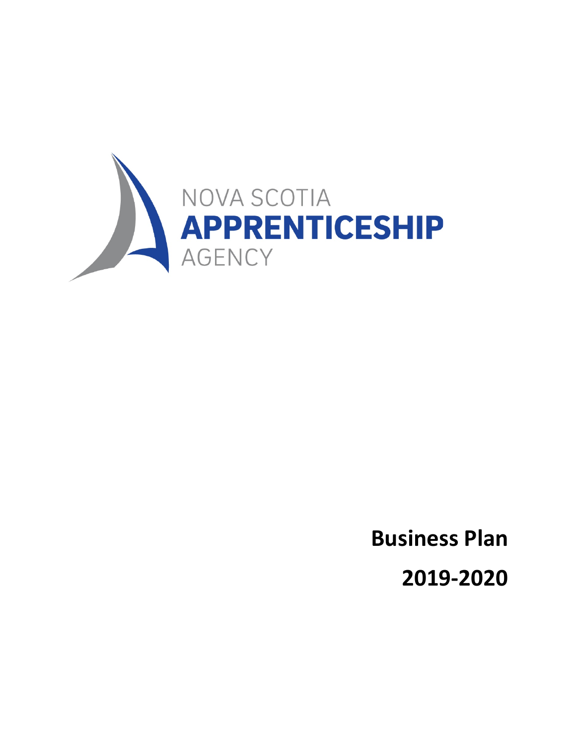NOVA SCOTIA

**APPRENTICESHIP**

AGENCY

# Business Plan

# 2019-2020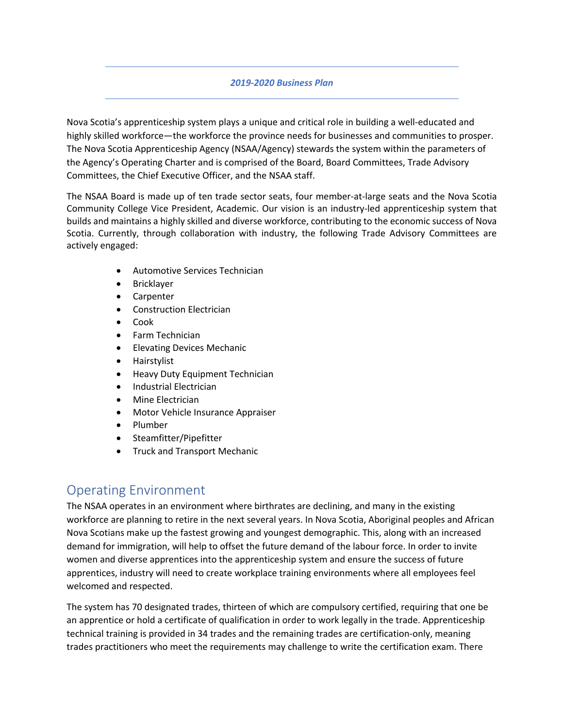*2019-2020 Business Plan*

Nova Scotia's apprenticeship system plays a unique and critical role in building a well-educated and highly skilled workforce—the workforce the province needs for businesses and communities to prosper. The Nova Scotia Apprenticeship Agency (NSAA/Agency) stewards the system within the parameters of the Agency's Operating Charter and is comprised of the Board, Board Committees, Trade Advisory Committees, the Chief Executive Officer, and the NSAA staff.

The NSAA Board is made up of ten trade sector seats, four member-at-large seats and the Nova Scotia Community College Vice President, Academic. Our vision is an industry-led apprenticeship system that builds and maintains a highly skilled and diverse workforce, contributing to the economic success of Nova Scotia. Currently, through collaboration with industry, the following Trade Advisory Committees are actively engaged:

- Automotive Services Technician
- Bricklayer
- Carpenter
- Construction Electrician
- Cook
- Farm Technician
- Elevating Devices Mechanic
- Hairstylist
- Heavy Duty Equipment Technician
- Industrial Electrician
- Mine Electrician
- Motor Vehicle Insurance Appraiser
- Plumber
- Steamfitter/Pipefitter
- Truck and Transport Mechanic

## Operating Environment

The NSAA operates in an environment where birthrates are declining, and many in the existing workforce are planning to retire in the next several years. In Nova Scotia, Aboriginal peoples and African Nova Scotians make up the fastest growing and youngest demographic. This, along with an increased demand for immigration, will help to offset the future demand of the labour force. In order to invite women and diverse apprentices into the apprenticeship system and ensure the success of future apprentices, industry will need to create workplace training environments where all employees feel welcomed and respected.

The system has 70 designated trades, thirteen of which are compulsory certified, requiring that one be an apprentice or hold a certificate of qualification in order to work legally in the trade. Apprenticeship technical training is provided in 34 trades and the remaining trades are certification-only, meaning trades practitioners who meet the requirements may challenge to write the certification exam. There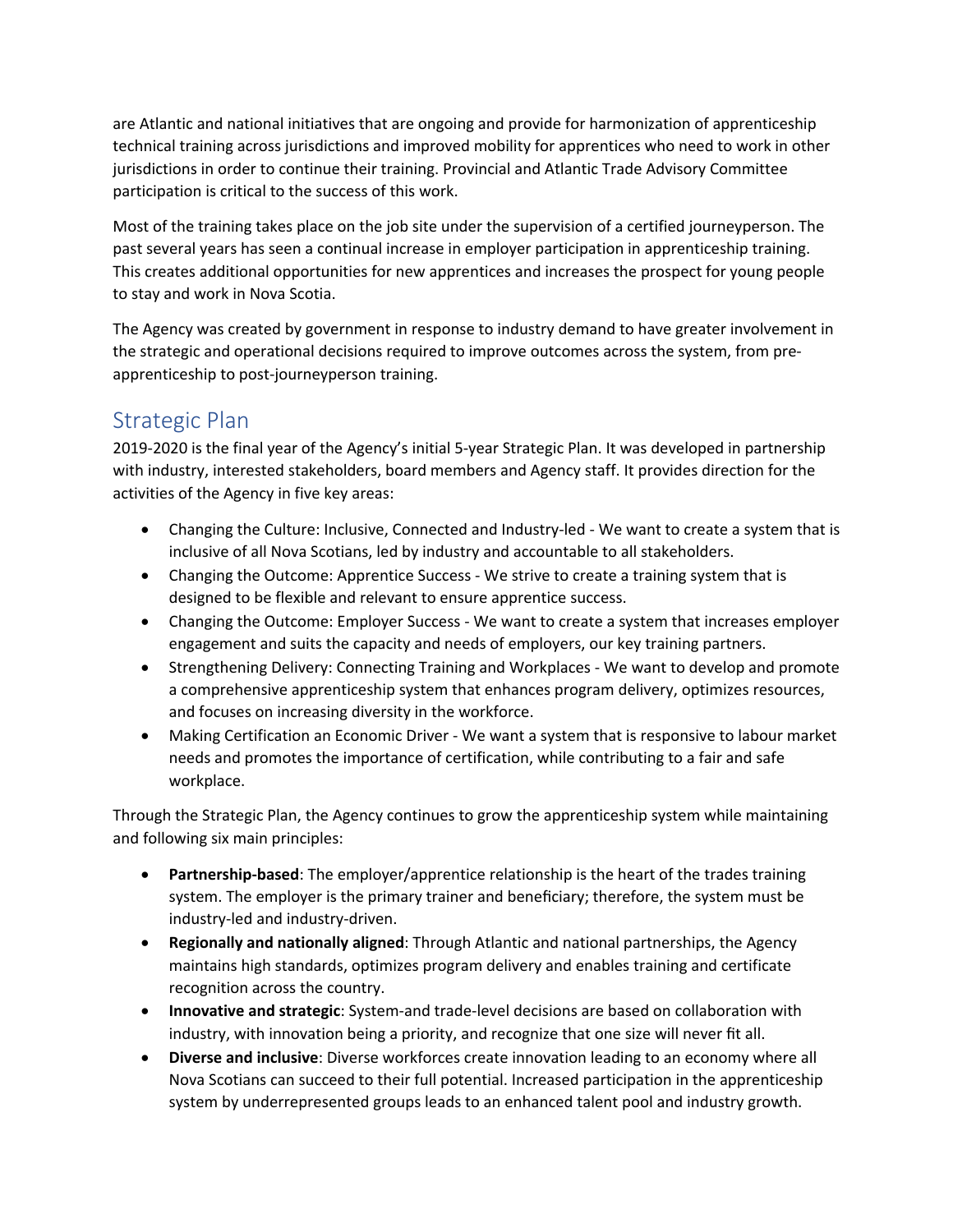are Atlantic and national initiatives that are ongoing and provide for harmonization of apprenticeship technical training across jurisdictions and improved mobility for apprentices who need to work in other jurisdictions in order to continue their training. Provincial and Atlantic Trade Advisory Committee participation is critical to the success of this work.

Most of the training takes place on the job site under the supervision of a certified journeyperson. The past several years has seen a continual increase in employer participation in apprenticeship training. This creates additional opportunities for new apprentices and increases the prospect for young people to stay and work in Nova Scotia.

The Agency was created by government in response to industry demand to have greater involvement in the strategic and operational decisions required to improve outcomes across the system, from pre-apprenticeship to post-journeyperson training.

## Strategic Plan

2019-2020 is the final year of the Agency's initial 5-year Strategic Plan. It was developed in partnership with industry, interested stakeholders, board members and Agency staff. It provides direction for the activities of the Agency in five key areas:

- Changing the Culture: Inclusive, Connected and Industry-led - We want to create a system that is inclusive of all Nova Scotians, led by industry and accountable to all stakeholders.
- Changing the Outcome: Apprentice Success - We strive to create a training system that is designed to be flexible and relevant to ensure apprentice success.
- Changing the Outcome: Employer Success - We want to create a system that increases employer engagement and suits the capacity and needs of employers, our key training partners.
- Strengthening Delivery: Connecting Training and Workplaces - We want to develop and promote a comprehensive apprenticeship system that enhances program delivery, optimizes resources, and focuses on increasing diversity in the workforce.
- Making Certification an Economic Driver - We want a system that is responsive to labour market needs and promotes the importance of certification, while contributing to a fair and safe workplace.

Through the Strategic Plan, the Agency continues to grow the apprenticeship system while maintaining and following six main principles:

- **Partnership-based**: The employer/apprentice relationship is the heart of the trades training system. The employer is the primary trainer and beneficiary; therefore, the system must be industry-led and industry-driven.
- **Regionally and nationally aligned**: Through Atlantic and national partnerships, the Agency maintains high standards, optimizes program delivery and enables training and certificate recognition across the country.
- **Innovative and strategic**: System-and trade-level decisions are based on collaboration with industry, with innovation being a priority, and recognize that one size will never fit all.
- **Diverse and inclusive**: Diverse workforces create innovation leading to an economy where all Nova Scotians can succeed to their full potential. Increased participation in the apprenticeship system by underrepresented groups leads to an enhanced talent pool and industry growth.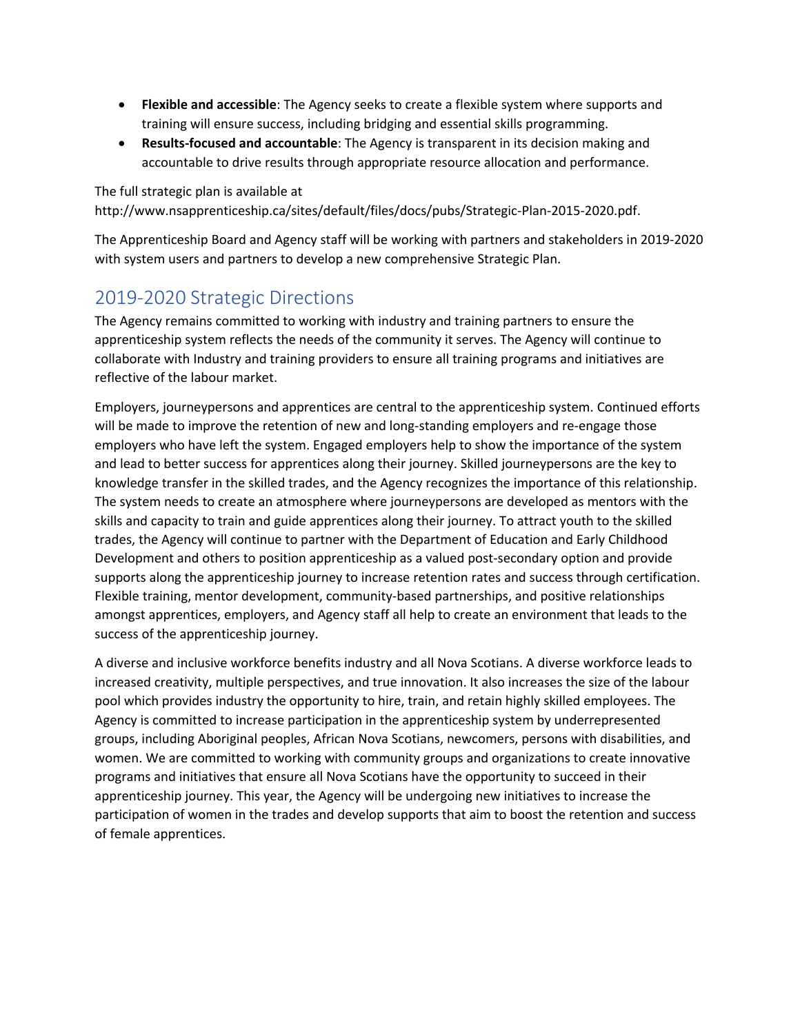- **Flexible and accessible**: The Agency seeks to create a flexible system where supports and training will ensure success, including bridging and essential skills programming.
- **Results-focused and accountable**: The Agency is transparent in its decision making and accountable to drive results through appropriate resource allocation and performance.

The full strategic plan is available at http://www.nsapprenticeship.ca/sites/default/files/docs/pubs/Strategic-Plan-2015-2020.pdf.

The Apprenticeship Board and Agency staff will be working with partners and stakeholders in 2019-2020 with system users and partners to develop a new comprehensive Strategic Plan.

## 2019-2020 Strategic Directions

The Agency remains committed to working with industry and training partners to ensure the apprenticeship system reflects the needs of the community it serves. The Agency will continue to collaborate with Industry and training providers to ensure all training programs and initiatives are reflective of the labour market.

Employers, journeypersons and apprentices are central to the apprenticeship system. Continued efforts will be made to improve the retention of new and long-standing employers and re-engage those employers who have left the system. Engaged employers help to show the importance of the system and lead to better success for apprentices along their journey. Skilled journeypersons are the key to knowledge transfer in the skilled trades, and the Agency recognizes the importance of this relationship. The system needs to create an atmosphere where journeypersons are developed as mentors with the skills and capacity to train and guide apprentices along their journey. To attract youth to the skilled trades, the Agency will continue to partner with the Department of Education and Early Childhood Development and others to position apprenticeship as a valued post-secondary option and provide supports along the apprenticeship journey to increase retention rates and success through certification. Flexible training, mentor development, community-based partnerships, and positive relationships amongst apprentices, employers, and Agency staff all help to create an environment that leads to the success of the apprenticeship journey.

A diverse and inclusive workforce benefits industry and all Nova Scotians. A diverse workforce leads to increased creativity, multiple perspectives, and true innovation. It also increases the size of the labour pool which provides industry the opportunity to hire, train, and retain highly skilled employees. The Agency is committed to increase participation in the apprenticeship system by underrepresented groups, including Aboriginal peoples, African Nova Scotians, newcomers, persons with disabilities, and women. We are committed to working with community groups and organizations to create innovative programs and initiatives that ensure all Nova Scotians have the opportunity to succeed in their apprenticeship journey. This year, the Agency will be undergoing new initiatives to increase the participation of women in the trades and develop supports that aim to boost the retention and success of female apprentices.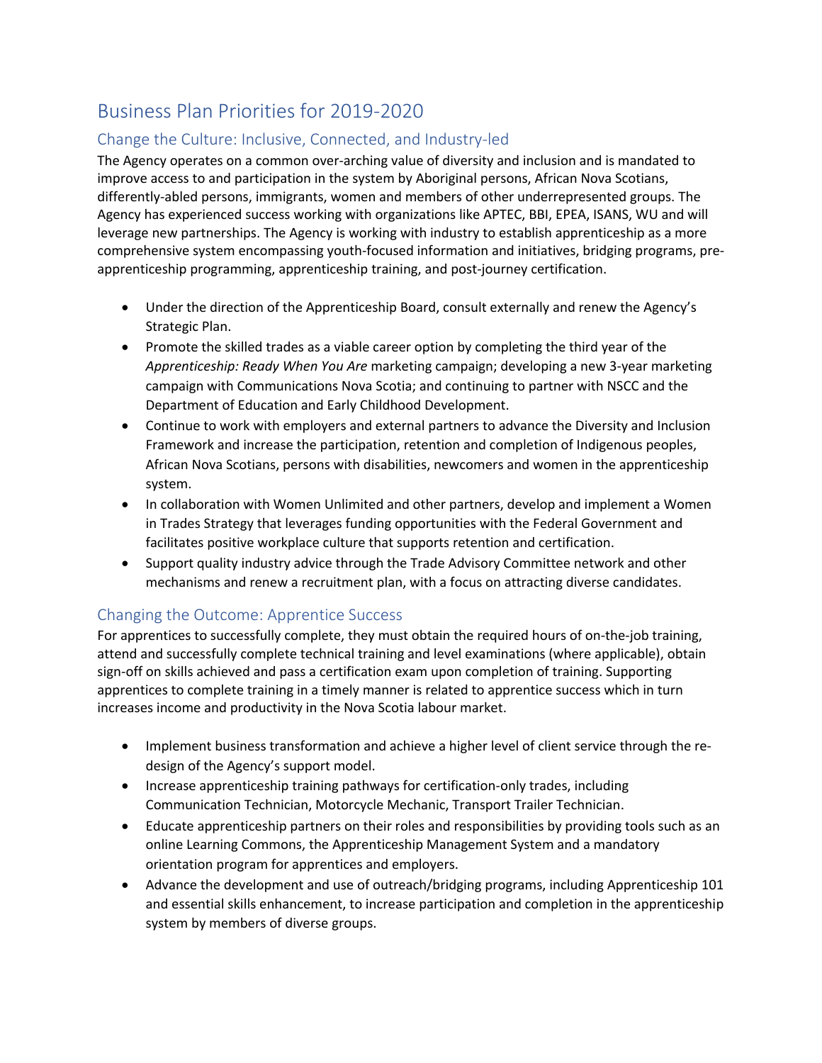# Business Plan Priorities for 2019-2020

## Change the Culture: Inclusive, Connected, and Industry-led

The Agency operates on a common over-arching value of diversity and inclusion and is mandated to improve access to and participation in the system by Aboriginal persons, African Nova Scotians, differently-abled persons, immigrants, women and members of other underrepresented groups. The Agency has experienced success working with organizations like APTEC, BBI, EPEA, ISANS, WU and will leverage new partnerships. The Agency is working with industry to establish apprenticeship as a more comprehensive system encompassing youth-focused information and initiatives, bridging programs, pre-apprenticeship programming, apprenticeship training, and post-journey certification.

- Under the direction of the Apprenticeship Board, consult externally and renew the Agency's Strategic Plan.
- Promote the skilled trades as a viable career option by completing the third year of the *Apprenticeship: Ready When You Are* marketing campaign; developing a new 3-year marketing campaign with Communications Nova Scotia; and continuing to partner with NSCC and the Department of Education and Early Childhood Development.
- Continue to work with employers and external partners to advance the Diversity and Inclusion Framework and increase the participation, retention and completion of Indigenous peoples, African Nova Scotians, persons with disabilities, newcomers and women in the apprenticeship system.
- In collaboration with Women Unlimited and other partners, develop and implement a Women in Trades Strategy that leverages funding opportunities with the Federal Government and facilitates positive workplace culture that supports retention and certification.
- Support quality industry advice through the Trade Advisory Committee network and other mechanisms and renew a recruitment plan, with a focus on attracting diverse candidates.

## Changing the Outcome: Apprentice Success

For apprentices to successfully complete, they must obtain the required hours of on-the-job training, attend and successfully complete technical training and level examinations (where applicable), obtain sign-off on skills achieved and pass a certification exam upon completion of training. Supporting apprentices to complete training in a timely manner is related to apprentice success which in turn increases income and productivity in the Nova Scotia labour market.

- Implement business transformation and achieve a higher level of client service through the re-design of the Agency's support model.
- Increase apprenticeship training pathways for certification-only trades, including Communication Technician, Motorcycle Mechanic, Transport Trailer Technician.
- Educate apprenticeship partners on their roles and responsibilities by providing tools such as an online Learning Commons, the Apprenticeship Management System and a mandatory orientation program for apprentices and employers.
- Advance the development and use of outreach/bridging programs, including Apprenticeship 101 and essential skills enhancement, to increase participation and completion in the apprenticeship system by members of diverse groups.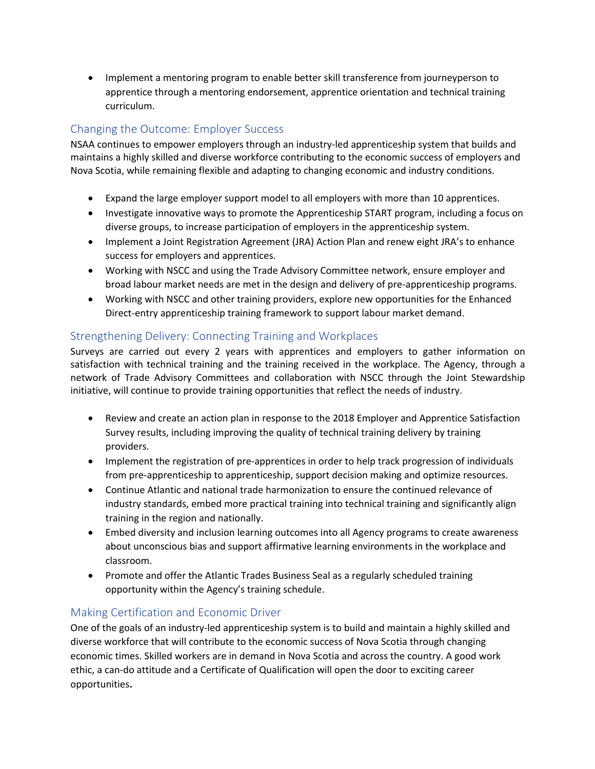- Implement a mentoring program to enable better skill transference from journeyperson to apprentice through a mentoring endorsement, apprentice orientation and technical training curriculum.

## Changing the Outcome: Employer Success

NSAA continues to empower employers through an industry-led apprenticeship system that builds and maintains a highly skilled and diverse workforce contributing to the economic success of employers and Nova Scotia, while remaining flexible and adapting to changing economic and industry conditions.

- Expand the large employer support model to all employers with more than 10 apprentices.
- Investigate innovative ways to promote the Apprenticeship START program, including a focus on diverse groups, to increase participation of employers in the apprenticeship system.
- Implement a Joint Registration Agreement (JRA) Action Plan and renew eight JRA's to enhance success for employers and apprentices.
- Working with NSCC and using the Trade Advisory Committee network, ensure employer and broad labour market needs are met in the design and delivery of pre-apprenticeship programs.
- Working with NSCC and other training providers, explore new opportunities for the Enhanced Direct-entry apprenticeship training framework to support labour market demand.

## Strengthening Delivery: Connecting Training and Workplaces

Surveys are carried out every 2 years with apprentices and employers to gather information on satisfaction with technical training and the training received in the workplace. The Agency, through a network of Trade Advisory Committees and collaboration with NSCC through the Joint Stewardship initiative, will continue to provide training opportunities that reflect the needs of industry.

- Review and create an action plan in response to the 2018 Employer and Apprentice Satisfaction Survey results, including improving the quality of technical training delivery by training providers.
- Implement the registration of pre-apprentices in order to help track progression of individuals from pre-apprenticeship to apprenticeship, support decision making and optimize resources.
- Continue Atlantic and national trade harmonization to ensure the continued relevance of industry standards, embed more practical training into technical training and significantly align training in the region and nationally.
- Embed diversity and inclusion learning outcomes into all Agency programs to create awareness about unconscious bias and support affirmative learning environments in the workplace and classroom.
- Promote and offer the Atlantic Trades Business Seal as a regularly scheduled training opportunity within the Agency's training schedule.

## Making Certification and Economic Driver

One of the goals of an industry-led apprenticeship system is to build and maintain a highly skilled and diverse workforce that will contribute to the economic success of Nova Scotia through changing economic times. Skilled workers are in demand in Nova Scotia and across the country. A good work ethic, a can-do attitude and a Certificate of Qualification will open the door to exciting career opportunities**.**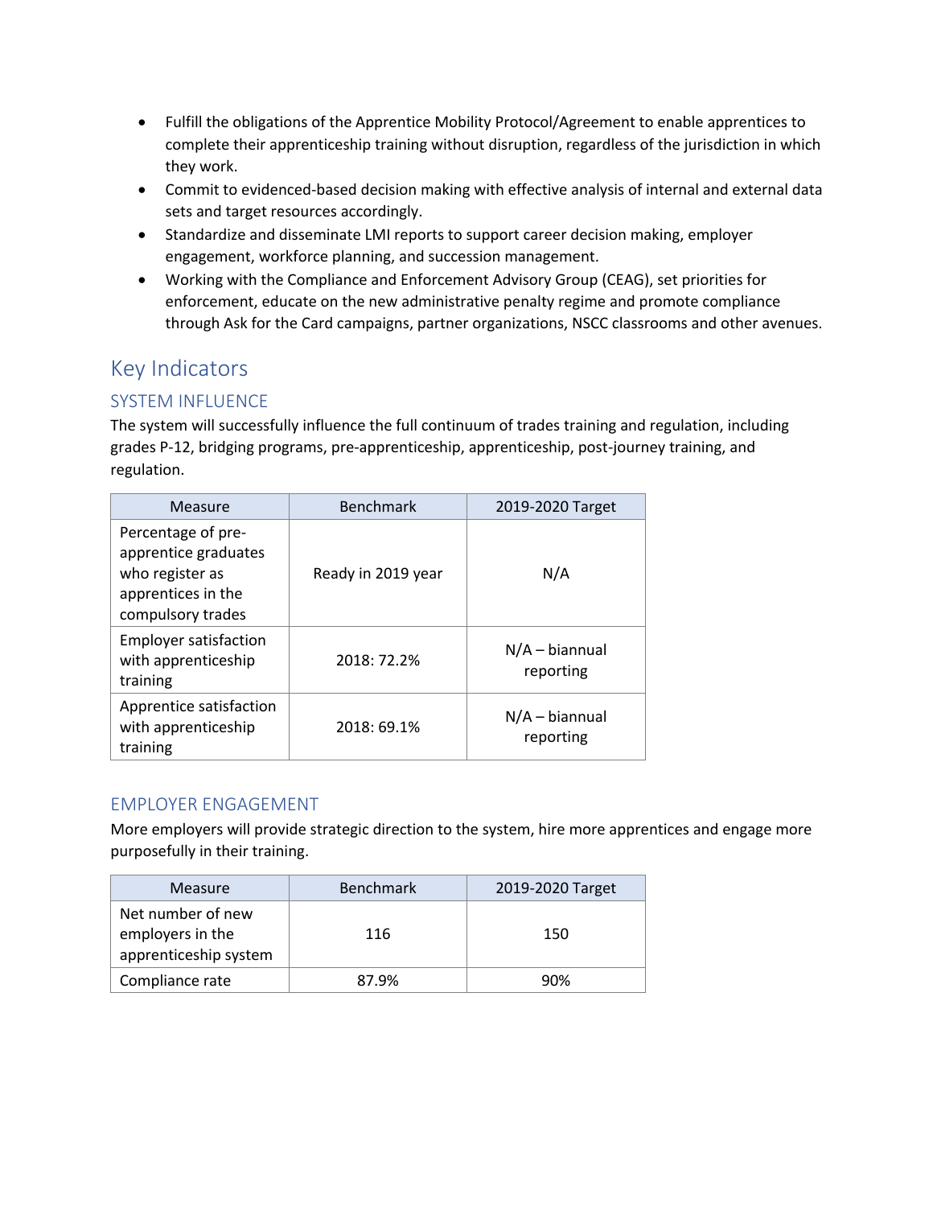- Fulfill the obligations of the Apprentice Mobility Protocol/Agreement to enable apprentices to complete their apprenticeship training without disruption, regardless of the jurisdiction in which they work.
- Commit to evidenced-based decision making with effective analysis of internal and external data sets and target resources accordingly.
- Standardize and disseminate LMI reports to support career decision making, employer engagement, workforce planning, and succession management.
- Working with the Compliance and Enforcement Advisory Group (CEAG), set priorities for enforcement, educate on the new administrative penalty regime and promote compliance through Ask for the Card campaigns, partner organizations, NSCC classrooms and other avenues.

## Key Indicators

### SYSTEM INFLUENCE

The system will successfully influence the full continuum of trades training and regulation, including grades P-12, bridging programs, pre-apprenticeship, apprenticeship, post-journey training, and regulation.

| Measure | Benchmark | 2019-2020 Target |
| --- | --- | --- |
| Percentage of pre-apprentice graduates who register as apprentices in the compulsory trades | Ready in 2019 year | N/A |
| Employer satisfaction with apprenticeship training | 2018: 72.2% | N/A – biannual reporting |
| Apprentice satisfaction with apprenticeship training | 2018: 69.1% | N/A – biannual reporting |

### EMPLOYER ENGAGEMENT

More employers will provide strategic direction to the system, hire more apprentices and engage more purposefully in their training.

| Measure | Benchmark | 2019-2020 Target |
| --- | --- | --- |
| Net number of new employers in the apprenticeship system | 116 | 150 |
| Compliance rate | 87.9% | 90% |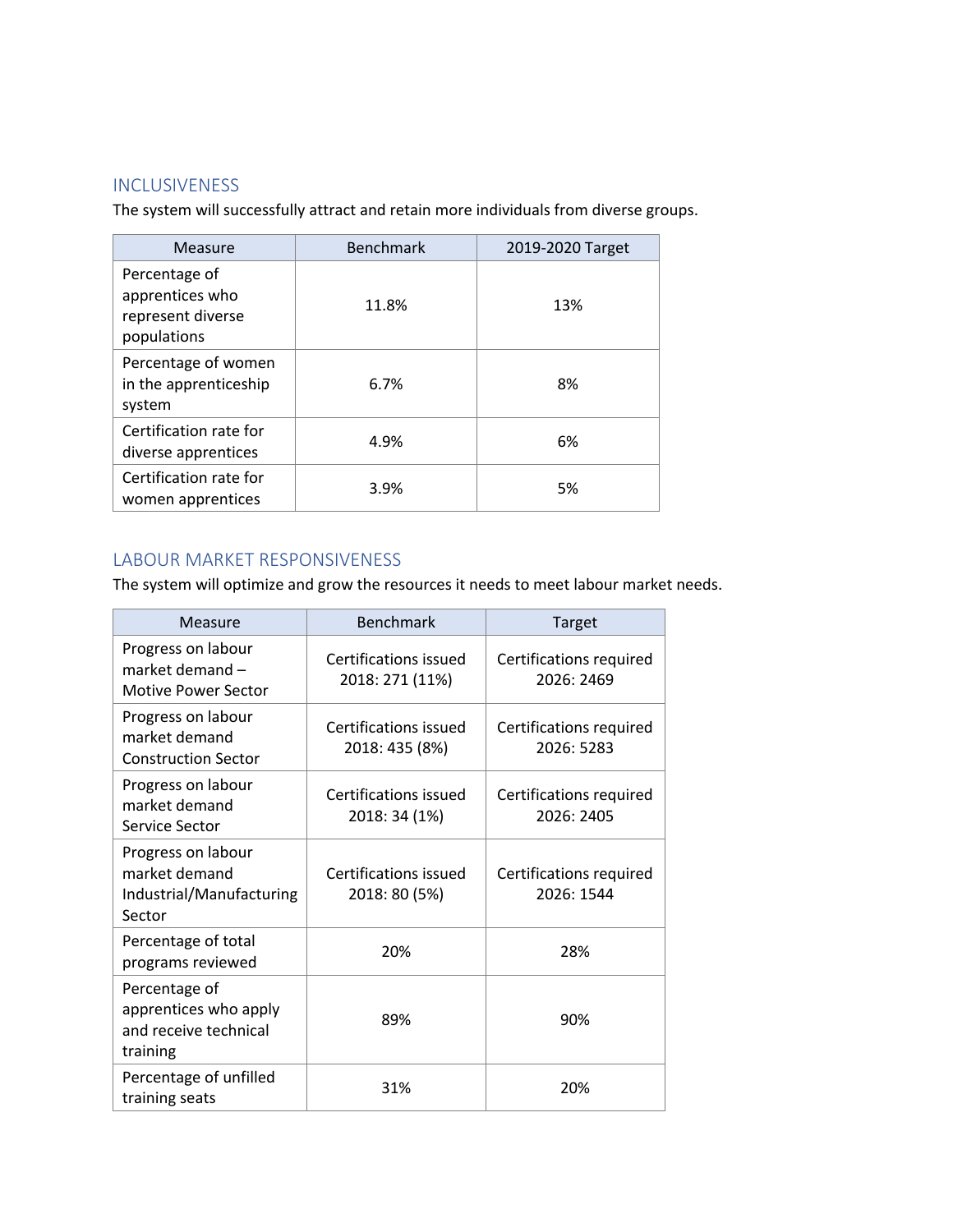## INCLUSIVENESS

The system will successfully attract and retain more individuals from diverse groups.

| Measure | Benchmark | 2019-2020 Target |
|---|---|---|
| Percentage of apprentices who represent diverse populations | 11.8% | 13% |
| Percentage of women in the apprenticeship system | 6.7% | 8% |
| Certification rate for diverse apprentices | 4.9% | 6% |
| Certification rate for women apprentices | 3.9% | 5% |

## LABOUR MARKET RESPONSIVENESS

The system will optimize and grow the resources it needs to meet labour market needs.

| Measure | Benchmark | Target |
|---|---|---|
| Progress on labour market demand – Motive Power Sector | Certifications issued 2018: 271 (11%) | Certifications required 2026: 2469 |
| Progress on labour market demand Construction Sector | Certifications issued 2018: 435 (8%) | Certifications required 2026: 5283 |
| Progress on labour market demand Service Sector | Certifications issued 2018: 34 (1%) | Certifications required 2026: 2405 |
| Progress on labour market demand Industrial/Manufacturing Sector | Certifications issued 2018: 80 (5%) | Certifications required 2026: 1544 |
| Percentage of total programs reviewed | 20% | 28% |
| Percentage of apprentices who apply and receive technical training | 89% | 90% |
| Percentage of unfilled training seats | 31% | 20% |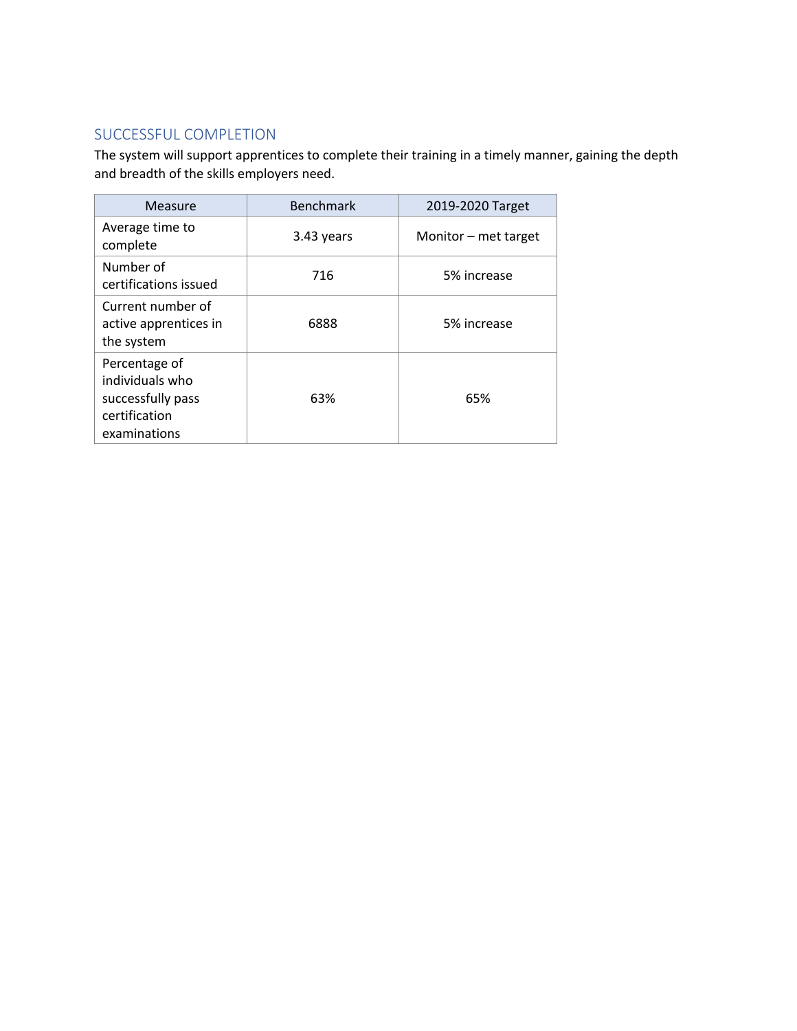## SUCCESSFUL COMPLETION

The system will support apprentices to complete their training in a timely manner, gaining the depth and breadth of the skills employers need.

| Measure | Benchmark | 2019-2020 Target |
|---|---|---|
| Average time to complete | 3.43 years | Monitor – met target |
| Number of certifications issued | 716 | 5% increase |
| Current number of active apprentices in the system | 6888 | 5% increase |
| Percentage of individuals who successfully pass certification examinations | 63% | 65% |